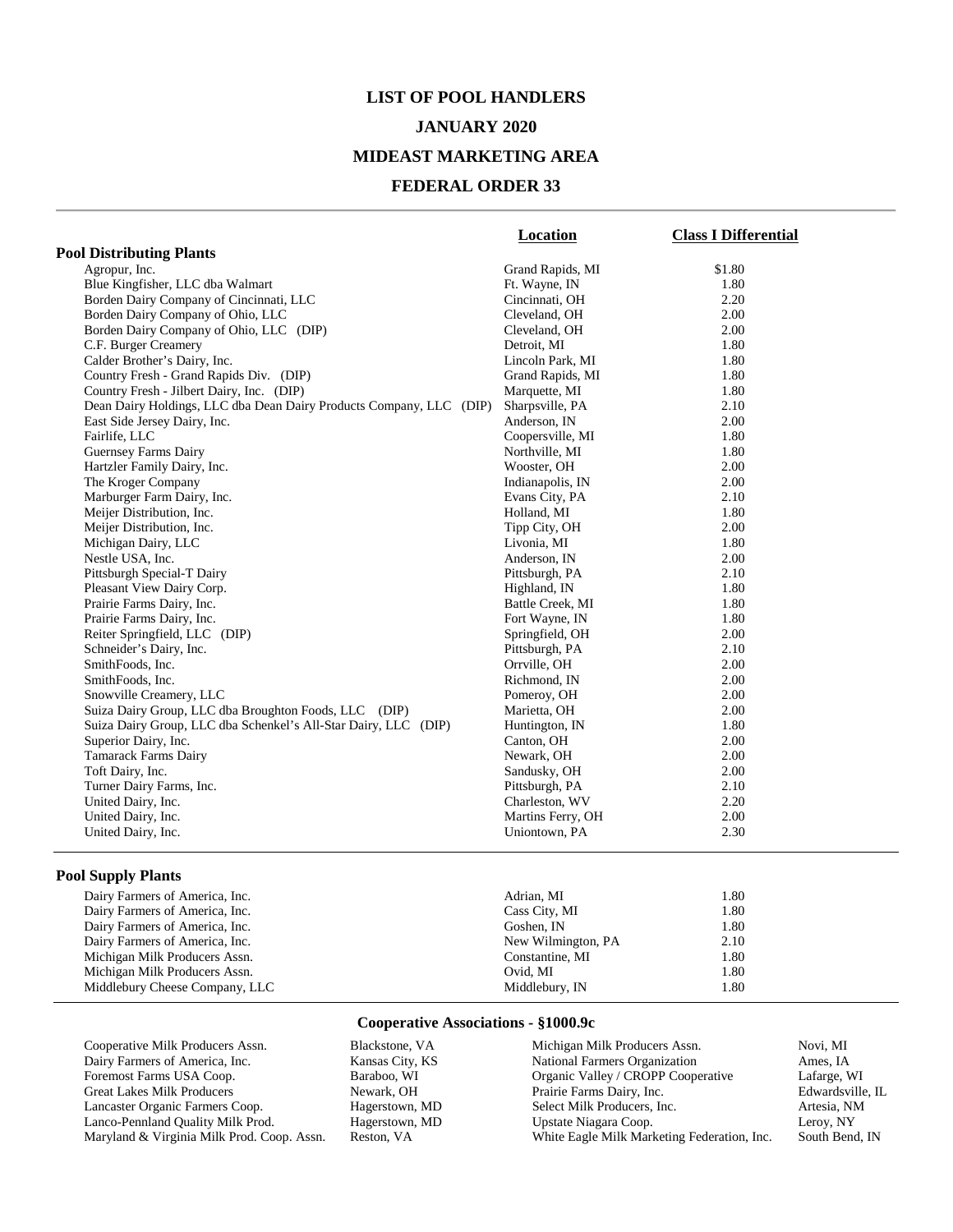# LIST OF POOL HANDLERS

## JANUARY 2020

## MIDEAST MARKETING AREA

## FEDERAL ORDER 33

| | Location | Class I Differential |
|---|---|---|
| **Pool Distributing Plants** | | |
| Agropur, Inc. | Grand Rapids, MI | $1.80 |
| Blue Kingfisher, LLC dba Walmart | Ft. Wayne, IN | 1.80 |
| Borden Dairy Company of Cincinnati, LLC | Cincinnati, OH | 2.20 |
| Borden Dairy Company of Ohio, LLC | Cleveland, OH | 2.00 |
| Borden Dairy Company of Ohio, LLC (DIP) | Cleveland, OH | 2.00 |
| C.F. Burger Creamery | Detroit, MI | 1.80 |
| Calder Brother's Dairy, Inc. | Lincoln Park, MI | 1.80 |
| Country Fresh - Grand Rapids Div. (DIP) | Grand Rapids, MI | 1.80 |
| Country Fresh - Jilbert Dairy, Inc. (DIP) | Marquette, MI | 1.80 |
| Dean Dairy Holdings, LLC dba Dean Dairy Products Company, LLC (DIP) | Sharpsville, PA | 2.10 |
| East Side Jersey Dairy, Inc. | Anderson, IN | 2.00 |
| Fairlife, LLC | Coopersville, MI | 1.80 |
| Guernsey Farms Dairy | Northville, MI | 1.80 |
| Hartzler Family Dairy, Inc. | Wooster, OH | 2.00 |
| The Kroger Company | Indianapolis, IN | 2.00 |
| Marburger Farm Dairy, Inc. | Evans City, PA | 2.10 |
| Meijer Distribution, Inc. | Holland, MI | 1.80 |
| Meijer Distribution, Inc. | Tipp City, OH | 2.00 |
| Michigan Dairy, LLC | Livonia, MI | 1.80 |
| Nestle USA, Inc. | Anderson, IN | 2.00 |
| Pittsburgh Special-T Dairy | Pittsburgh, PA | 2.10 |
| Pleasant View Dairy Corp. | Highland, IN | 1.80 |
| Prairie Farms Dairy, Inc. | Battle Creek, MI | 1.80 |
| Prairie Farms Dairy, Inc. | Fort Wayne, IN | 1.80 |
| Reiter Springfield, LLC (DIP) | Springfield, OH | 2.00 |
| Schneider's Dairy, Inc. | Pittsburgh, PA | 2.10 |
| SmithFoods, Inc. | Orrville, OH | 2.00 |
| SmithFoods, Inc. | Richmond, IN | 2.00 |
| Snowville Creamery, LLC | Pomeroy, OH | 2.00 |
| Suiza Dairy Group, LLC dba Broughton Foods, LLC (DIP) | Marietta, OH | 2.00 |
| Suiza Dairy Group, LLC dba Schenkel's All-Star Dairy, LLC (DIP) | Huntington, IN | 1.80 |
| Superior Dairy, Inc. | Canton, OH | 2.00 |
| Tamarack Farms Dairy | Newark, OH | 2.00 |
| Toft Dairy, Inc. | Sandusky, OH | 2.00 |
| Turner Dairy Farms, Inc. | Pittsburgh, PA | 2.10 |
| United Dairy, Inc. | Charleston, WV | 2.20 |
| United Dairy, Inc. | Martins Ferry, OH | 2.00 |
| United Dairy, Inc. | Uniontown, PA | 2.30 |
| **Pool Supply Plants** | | |
| Dairy Farmers of America, Inc. | Adrian, MI | 1.80 |
| Dairy Farmers of America, Inc. | Cass City, MI | 1.80 |
| Dairy Farmers of America, Inc. | Goshen, IN | 1.80 |
| Dairy Farmers of America, Inc. | New Wilmington, PA | 2.10 |
| Michigan Milk Producers Assn. | Constantine, MI | 1.80 |
| Michigan Milk Producers Assn. | Ovid, MI | 1.80 |
| Middlebury Cheese Company, LLC | Middlebury, IN | 1.80 |

### Cooperative Associations - §1000.9c

| Cooperative | Location |
|---|---|
| Cooperative Milk Producers Assn. | Blackstone, VA |
| Dairy Farmers of America, Inc. | Kansas City, KS |
| Foremost Farms USA Coop. | Baraboo, WI |
| Great Lakes Milk Producers | Newark, OH |
| Lancaster Organic Farmers Coop. | Hagerstown, MD |
| Lanco-Pennland Quality Milk Prod. | Hagerstown, MD |
| Maryland & Virginia Milk Prod. Coop. Assn. | Reston, VA |
| Michigan Milk Producers Assn. | Novi, MI |
| National Farmers Organization | Ames, IA |
| Organic Valley / CROPP Cooperative | Lafarge, WI |
| Prairie Farms Dairy, Inc. | Edwardsville, IL |
| Select Milk Producers, Inc. | Artesia, NM |
| Upstate Niagara Coop. | Leroy, NY |
| White Eagle Milk Marketing Federation, Inc. | South Bend, IN |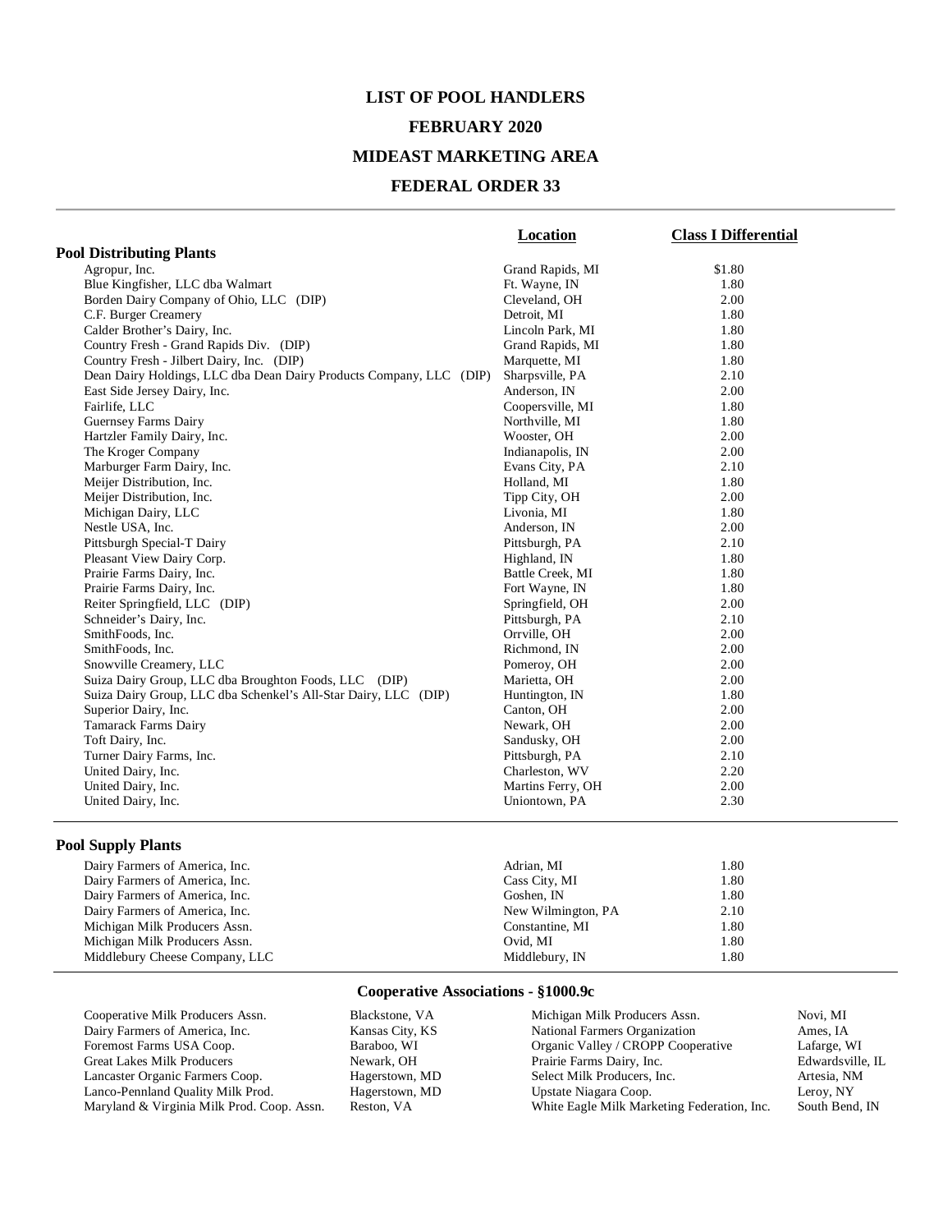# LIST OF POOL HANDLERS

## FEBRUARY 2020

## MIDEAST MARKETING AREA

## FEDERAL ORDER 33

| | Location | Class I Differential |
|---|---|---|
| **Pool Distributing Plants** | | |
| Agropur, Inc. | Grand Rapids, MI | $1.80 |
| Blue Kingfisher, LLC dba Walmart | Ft. Wayne, IN | 1.80 |
| Borden Dairy Company of Ohio, LLC (DIP) | Cleveland, OH | 2.00 |
| C.F. Burger Creamery | Detroit, MI | 1.80 |
| Calder Brother's Dairy, Inc. | Lincoln Park, MI | 1.80 |
| Country Fresh - Grand Rapids Div. (DIP) | Grand Rapids, MI | 1.80 |
| Country Fresh - Jilbert Dairy, Inc. (DIP) | Marquette, MI | 1.80 |
| Dean Dairy Holdings, LLC dba Dean Dairy Products Company, LLC (DIP) | Sharpsville, PA | 2.10 |
| East Side Jersey Dairy, Inc. | Anderson, IN | 2.00 |
| Fairlife, LLC | Coopersville, MI | 1.80 |
| Guernsey Farms Dairy | Northville, MI | 1.80 |
| Hartzler Family Dairy, Inc. | Wooster, OH | 2.00 |
| The Kroger Company | Indianapolis, IN | 2.00 |
| Marburger Farm Dairy, Inc. | Evans City, PA | 2.10 |
| Meijer Distribution, Inc. | Holland, MI | 1.80 |
| Meijer Distribution, Inc. | Tipp City, OH | 2.00 |
| Michigan Dairy, LLC | Livonia, MI | 1.80 |
| Nestle USA, Inc. | Anderson, IN | 2.00 |
| Pittsburgh Special-T Dairy | Pittsburgh, PA | 2.10 |
| Pleasant View Dairy Corp. | Highland, IN | 1.80 |
| Prairie Farms Dairy, Inc. | Battle Creek, MI | 1.80 |
| Prairie Farms Dairy, Inc. | Fort Wayne, IN | 1.80 |
| Reiter Springfield, LLC (DIP) | Springfield, OH | 2.00 |
| Schneider's Dairy, Inc. | Pittsburgh, PA | 2.10 |
| SmithFoods, Inc. | Orrville, OH | 2.00 |
| SmithFoods, Inc. | Richmond, IN | 2.00 |
| Snowville Creamery, LLC | Pomeroy, OH | 2.00 |
| Suiza Dairy Group, LLC dba Broughton Foods, LLC (DIP) | Marietta, OH | 2.00 |
| Suiza Dairy Group, LLC dba Schenkel's All-Star Dairy, LLC (DIP) | Huntington, IN | 1.80 |
| Superior Dairy, Inc. | Canton, OH | 2.00 |
| Tamarack Farms Dairy | Newark, OH | 2.00 |
| Toft Dairy, Inc. | Sandusky, OH | 2.00 |
| Turner Dairy Farms, Inc. | Pittsburgh, PA | 2.10 |
| United Dairy, Inc. | Charleston, WV | 2.20 |
| United Dairy, Inc. | Martins Ferry, OH | 2.00 |
| United Dairy, Inc. | Uniontown, PA | 2.30 |

| | Location | Class I Differential |
|---|---|---|
| **Pool Supply Plants** | | |
| Dairy Farmers of America, Inc. | Adrian, MI | 1.80 |
| Dairy Farmers of America, Inc. | Cass City, MI | 1.80 |
| Dairy Farmers of America, Inc. | Goshen, IN | 1.80 |
| Dairy Farmers of America, Inc. | New Wilmington, PA | 2.10 |
| Michigan Milk Producers Assn. | Constantine, MI | 1.80 |
| Michigan Milk Producers Assn. | Ovid, MI | 1.80 |
| Middlebury Cheese Company, LLC | Middlebury, IN | 1.80 |

### Cooperative Associations - §1000.9c

| | |
|---|---|
| Cooperative Milk Producers Assn. | Blackstone, VA |
| Dairy Farmers of America, Inc. | Kansas City, KS |
| Foremost Farms USA Coop. | Baraboo, WI |
| Great Lakes Milk Producers | Newark, OH |
| Lancaster Organic Farmers Coop. | Hagerstown, MD |
| Lanco-Pennland Quality Milk Prod. | Hagerstown, MD |
| Maryland & Virginia Milk Prod. Coop. Assn. | Reston, VA |
| Michigan Milk Producers Assn. | Novi, MI |
| National Farmers Organization | Ames, IA |
| Organic Valley / CROPP Cooperative | Lafarge, WI |
| Prairie Farms Dairy, Inc. | Edwardsville, IL |
| Select Milk Producers, Inc. | Artesia, NM |
| Upstate Niagara Coop. | Leroy, NY |
| White Eagle Milk Marketing Federation, Inc. | South Bend, IN |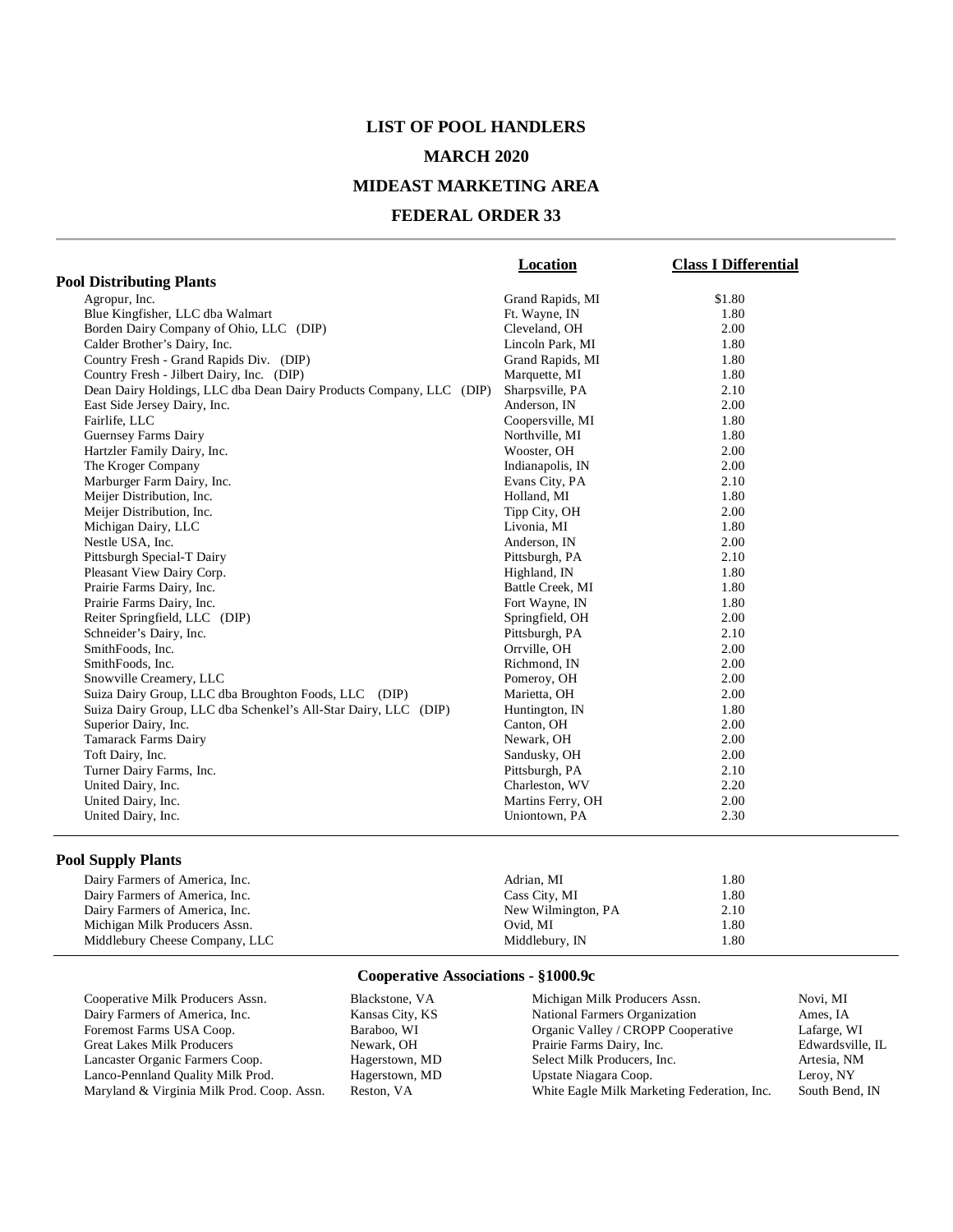# LIST OF POOL HANDLERS

## MARCH 2020

## MIDEAST MARKETING AREA

## FEDERAL ORDER 33

| | Location | Class I Differential |
|---|---|---|
| **Pool Distributing Plants** | | |
| Agropur, Inc. | Grand Rapids, MI | $1.80 |
| Blue Kingfisher, LLC dba Walmart | Ft. Wayne, IN | 1.80 |
| Borden Dairy Company of Ohio, LLC (DIP) | Cleveland, OH | 2.00 |
| Calder Brother's Dairy, Inc. | Lincoln Park, MI | 1.80 |
| Country Fresh - Grand Rapids Div. (DIP) | Grand Rapids, MI | 1.80 |
| Country Fresh - Jilbert Dairy, Inc. (DIP) | Marquette, MI | 1.80 |
| Dean Dairy Holdings, LLC dba Dean Dairy Products Company, LLC (DIP) | Sharpsville, PA | 2.10 |
| East Side Jersey Dairy, Inc. | Anderson, IN | 2.00 |
| Fairlife, LLC | Coopersville, MI | 1.80 |
| Guernsey Farms Dairy | Northville, MI | 1.80 |
| Hartzler Family Dairy, Inc. | Wooster, OH | 2.00 |
| The Kroger Company | Indianapolis, IN | 2.00 |
| Marburger Farm Dairy, Inc. | Evans City, PA | 2.10 |
| Meijer Distribution, Inc. | Holland, MI | 1.80 |
| Meijer Distribution, Inc. | Tipp City, OH | 2.00 |
| Michigan Dairy, LLC | Livonia, MI | 1.80 |
| Nestle USA, Inc. | Anderson, IN | 2.00 |
| Pittsburgh Special-T Dairy | Pittsburgh, PA | 2.10 |
| Pleasant View Dairy Corp. | Highland, IN | 1.80 |
| Prairie Farms Dairy, Inc. | Battle Creek, MI | 1.80 |
| Prairie Farms Dairy, Inc. | Fort Wayne, IN | 1.80 |
| Reiter Springfield, LLC (DIP) | Springfield, OH | 2.00 |
| Schneider's Dairy, Inc. | Pittsburgh, PA | 2.10 |
| SmithFoods, Inc. | Orrville, OH | 2.00 |
| SmithFoods, Inc. | Richmond, IN | 2.00 |
| Snowville Creamery, LLC | Pomeroy, OH | 2.00 |
| Suiza Dairy Group, LLC dba Broughton Foods, LLC (DIP) | Marietta, OH | 2.00 |
| Suiza Dairy Group, LLC dba Schenkel's All-Star Dairy, LLC (DIP) | Huntington, IN | 1.80 |
| Superior Dairy, Inc. | Canton, OH | 2.00 |
| Tamarack Farms Dairy | Newark, OH | 2.00 |
| Toft Dairy, Inc. | Sandusky, OH | 2.00 |
| Turner Dairy Farms, Inc. | Pittsburgh, PA | 2.10 |
| United Dairy, Inc. | Charleston, WV | 2.20 |
| United Dairy, Inc. | Martins Ferry, OH | 2.00 |
| United Dairy, Inc. | Uniontown, PA | 2.30 |
| **Pool Supply Plants** | | |
| Dairy Farmers of America, Inc. | Adrian, MI | 1.80 |
| Dairy Farmers of America, Inc. | Cass City, MI | 1.80 |
| Dairy Farmers of America, Inc. | New Wilmington, PA | 2.10 |
| Michigan Milk Producers Assn. | Ovid, MI | 1.80 |
| Middlebury Cheese Company, LLC | Middlebury, IN | 1.80 |

### Cooperative Associations - §1000.9c

| Cooperative | Location | Cooperative | Location |
|---|---|---|---|
| Cooperative Milk Producers Assn. | Blackstone, VA | Michigan Milk Producers Assn. | Novi, MI |
| Dairy Farmers of America, Inc. | Kansas City, KS | National Farmers Organization | Ames, IA |
| Foremost Farms USA Coop. | Baraboo, WI | Organic Valley / CROPP Cooperative | Lafarge, WI |
| Great Lakes Milk Producers | Newark, OH | Prairie Farms Dairy, Inc. | Edwardsville, IL |
| Lancaster Organic Farmers Coop. | Hagerstown, MD | Select Milk Producers, Inc. | Artesia, NM |
| Lanco-Pennland Quality Milk Prod. | Hagerstown, MD | Upstate Niagara Coop. | Leroy, NY |
| Maryland & Virginia Milk Prod. Coop. Assn. | Reston, VA | White Eagle Milk Marketing Federation, Inc. | South Bend, IN |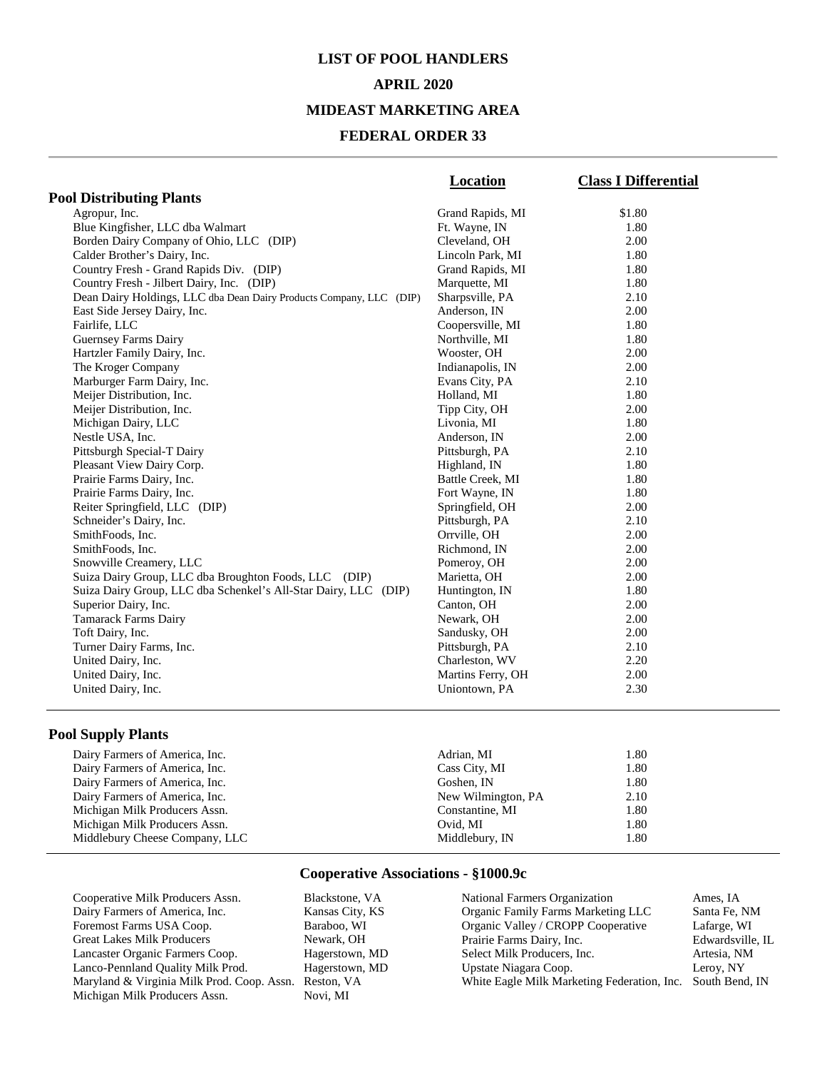# LIST OF POOL HANDLERS

## APRIL 2020

## MIDEAST MARKETING AREA

## FEDERAL ORDER 33

| | Location | Class I Differential |
|---|---|---|
| **Pool Distributing Plants** | | |
| Agropur, Inc. | Grand Rapids, MI | $1.80 |
| Blue Kingfisher, LLC dba Walmart | Ft. Wayne, IN | 1.80 |
| Borden Dairy Company of Ohio, LLC (DIP) | Cleveland, OH | 2.00 |
| Calder Brother's Dairy, Inc. | Lincoln Park, MI | 1.80 |
| Country Fresh - Grand Rapids Div. (DIP) | Grand Rapids, MI | 1.80 |
| Country Fresh - Jilbert Dairy, Inc. (DIP) | Marquette, MI | 1.80 |
| Dean Dairy Holdings, LLC dba Dean Dairy Products Company, LLC (DIP) | Sharpsville, PA | 2.10 |
| East Side Jersey Dairy, Inc. | Anderson, IN | 2.00 |
| Fairlife, LLC | Coopersville, MI | 1.80 |
| Guernsey Farms Dairy | Northville, MI | 1.80 |
| Hartzler Family Dairy, Inc. | Wooster, OH | 2.00 |
| The Kroger Company | Indianapolis, IN | 2.00 |
| Marburger Farm Dairy, Inc. | Evans City, PA | 2.10 |
| Meijer Distribution, Inc. | Holland, MI | 1.80 |
| Meijer Distribution, Inc. | Tipp City, OH | 2.00 |
| Michigan Dairy, LLC | Livonia, MI | 1.80 |
| Nestle USA, Inc. | Anderson, IN | 2.00 |
| Pittsburgh Special-T Dairy | Pittsburgh, PA | 2.10 |
| Pleasant View Dairy Corp. | Highland, IN | 1.80 |
| Prairie Farms Dairy, Inc. | Battle Creek, MI | 1.80 |
| Prairie Farms Dairy, Inc. | Fort Wayne, IN | 1.80 |
| Reiter Springfield, LLC (DIP) | Springfield, OH | 2.00 |
| Schneider's Dairy, Inc. | Pittsburgh, PA | 2.10 |
| SmithFoods, Inc. | Orrville, OH | 2.00 |
| SmithFoods, Inc. | Richmond, IN | 2.00 |
| Snowville Creamery, LLC | Pomeroy, OH | 2.00 |
| Suiza Dairy Group, LLC dba Broughton Foods, LLC (DIP) | Marietta, OH | 2.00 |
| Suiza Dairy Group, LLC dba Schenkel's All-Star Dairy, LLC (DIP) | Huntington, IN | 1.80 |
| Superior Dairy, Inc. | Canton, OH | 2.00 |
| Tamarack Farms Dairy | Newark, OH | 2.00 |
| Toft Dairy, Inc. | Sandusky, OH | 2.00 |
| Turner Dairy Farms, Inc. | Pittsburgh, PA | 2.10 |
| United Dairy, Inc. | Charleston, WV | 2.20 |
| United Dairy, Inc. | Martins Ferry, OH | 2.00 |
| United Dairy, Inc. | Uniontown, PA | 2.30 |
| **Pool Supply Plants** | | |
| Dairy Farmers of America, Inc. | Adrian, MI | 1.80 |
| Dairy Farmers of America, Inc. | Cass City, MI | 1.80 |
| Dairy Farmers of America, Inc. | Goshen, IN | 1.80 |
| Dairy Farmers of America, Inc. | New Wilmington, PA | 2.10 |
| Michigan Milk Producers Assn. | Constantine, MI | 1.80 |
| Michigan Milk Producers Assn. | Ovid, MI | 1.80 |
| Middlebury Cheese Company, LLC | Middlebury, IN | 1.80 |

### Cooperative Associations - §1000.9c

| Cooperative | Location |
|---|---|
| Cooperative Milk Producers Assn. | Blackstone, VA |
| Dairy Farmers of America, Inc. | Kansas City, KS |
| Foremost Farms USA Coop. | Baraboo, WI |
| Great Lakes Milk Producers | Newark, OH |
| Lancaster Organic Farmers Coop. | Hagerstown, MD |
| Lanco-Pennland Quality Milk Prod. | Hagerstown, MD |
| Maryland & Virginia Milk Prod. Coop. Assn. | Reston, VA |
| Michigan Milk Producers Assn. | Novi, MI |
| National Farmers Organization | Ames, IA |
| Organic Family Farms Marketing LLC | Santa Fe, NM |
| Organic Valley / CROPP Cooperative | Lafarge, WI |
| Prairie Farms Dairy, Inc. | Edwardsville, IL |
| Select Milk Producers, Inc. | Artesia, NM |
| Upstate Niagara Coop. | Leroy, NY |
| White Eagle Milk Marketing Federation, Inc. | South Bend, IN |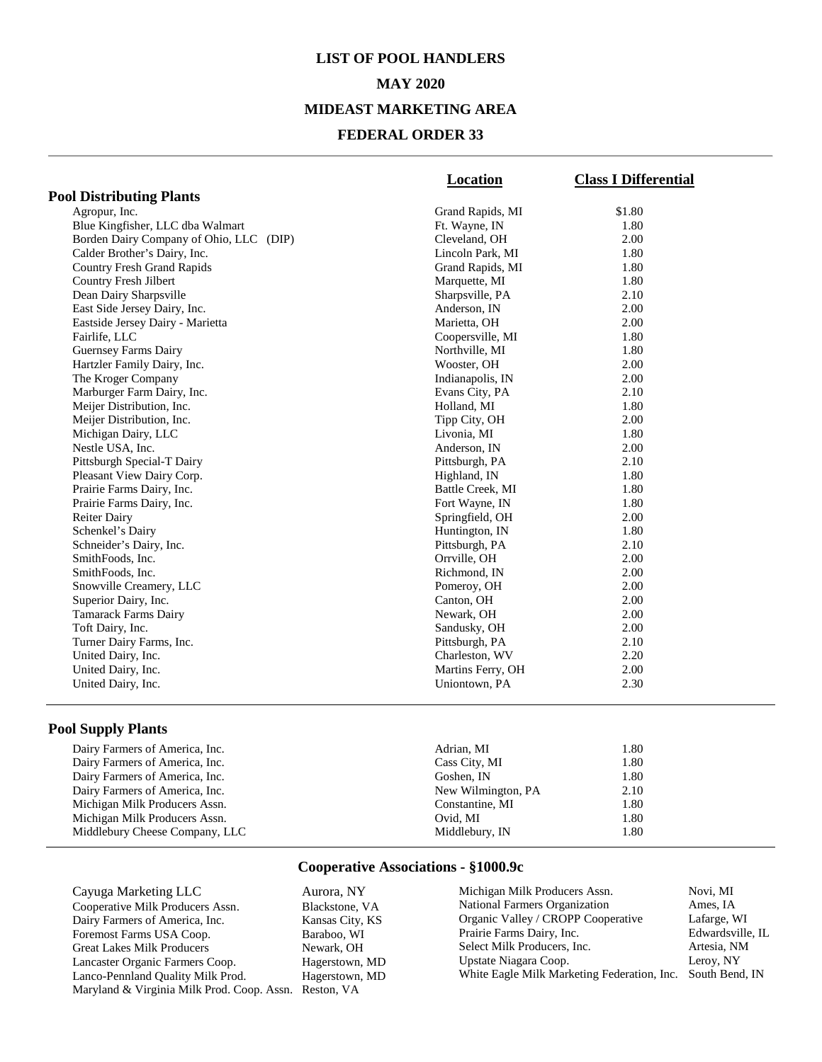# LIST OF POOL HANDLERS

## MAY 2020

## MIDEAST MARKETING AREA

## FEDERAL ORDER 33

| | Location | Class I Differential |
|---|---|---|
| **Pool Distributing Plants** | | |
| Agropur, Inc. | Grand Rapids, MI | $1.80 |
| Blue Kingfisher, LLC dba Walmart | Ft. Wayne, IN | 1.80 |
| Borden Dairy Company of Ohio, LLC (DIP) | Cleveland, OH | 2.00 |
| Calder Brother's Dairy, Inc. | Lincoln Park, MI | 1.80 |
| Country Fresh Grand Rapids | Grand Rapids, MI | 1.80 |
| Country Fresh Jilbert | Marquette, MI | 1.80 |
| Dean Dairy Sharpsville | Sharpsville, PA | 2.10 |
| East Side Jersey Dairy, Inc. | Anderson, IN | 2.00 |
| Eastside Jersey Dairy - Marietta | Marietta, OH | 2.00 |
| Fairlife, LLC | Coopersville, MI | 1.80 |
| Guernsey Farms Dairy | Northville, MI | 1.80 |
| Hartzler Family Dairy, Inc. | Wooster, OH | 2.00 |
| The Kroger Company | Indianapolis, IN | 2.00 |
| Marburger Farm Dairy, Inc. | Evans City, PA | 2.10 |
| Meijer Distribution, Inc. | Holland, MI | 1.80 |
| Meijer Distribution, Inc. | Tipp City, OH | 2.00 |
| Michigan Dairy, LLC | Livonia, MI | 1.80 |
| Nestle USA, Inc. | Anderson, IN | 2.00 |
| Pittsburgh Special-T Dairy | Pittsburgh, PA | 2.10 |
| Pleasant View Dairy Corp. | Highland, IN | 1.80 |
| Prairie Farms Dairy, Inc. | Battle Creek, MI | 1.80 |
| Prairie Farms Dairy, Inc. | Fort Wayne, IN | 1.80 |
| Reiter Dairy | Springfield, OH | 2.00 |
| Schenkel's Dairy | Huntington, IN | 1.80 |
| Schneider's Dairy, Inc. | Pittsburgh, PA | 2.10 |
| SmithFoods, Inc. | Orrville, OH | 2.00 |
| SmithFoods, Inc. | Richmond, IN | 2.00 |
| Snowville Creamery, LLC | Pomeroy, OH | 2.00 |
| Superior Dairy, Inc. | Canton, OH | 2.00 |
| Tamarack Farms Dairy | Newark, OH | 2.00 |
| Toft Dairy, Inc. | Sandusky, OH | 2.00 |
| Turner Dairy Farms, Inc. | Pittsburgh, PA | 2.10 |
| United Dairy, Inc. | Charleston, WV | 2.20 |
| United Dairy, Inc. | Martins Ferry, OH | 2.00 |
| United Dairy, Inc. | Uniontown, PA | 2.30 |
| **Pool Supply Plants** | | |
| Dairy Farmers of America, Inc. | Adrian, MI | 1.80 |
| Dairy Farmers of America, Inc. | Cass City, MI | 1.80 |
| Dairy Farmers of America, Inc. | Goshen, IN | 1.80 |
| Dairy Farmers of America, Inc. | New Wilmington, PA | 2.10 |
| Michigan Milk Producers Assn. | Constantine, MI | 1.80 |
| Michigan Milk Producers Assn. | Ovid, MI | 1.80 |
| Middlebury Cheese Company, LLC | Middlebury, IN | 1.80 |

### Cooperative Associations - §1000.9c

| Cooperative | Location |
|---|---|
| Cayuga Marketing LLC | Aurora, NY |
| Cooperative Milk Producers Assn. | Blackstone, VA |
| Dairy Farmers of America, Inc. | Kansas City, KS |
| Foremost Farms USA Coop. | Baraboo, WI |
| Great Lakes Milk Producers | Newark, OH |
| Lancaster Organic Farmers Coop. | Hagerstown, MD |
| Lanco-Pennland Quality Milk Prod. | Hagerstown, MD |
| Maryland & Virginia Milk Prod. Coop. Assn. | Reston, VA |
| Michigan Milk Producers Assn. | Novi, MI |
| National Farmers Organization | Ames, IA |
| Organic Valley / CROPP Cooperative | Lafarge, WI |
| Prairie Farms Dairy, Inc. | Edwardsville, IL |
| Select Milk Producers, Inc. | Artesia, NM |
| Upstate Niagara Coop. | Leroy, NY |
| White Eagle Milk Marketing Federation, Inc. | South Bend, IN |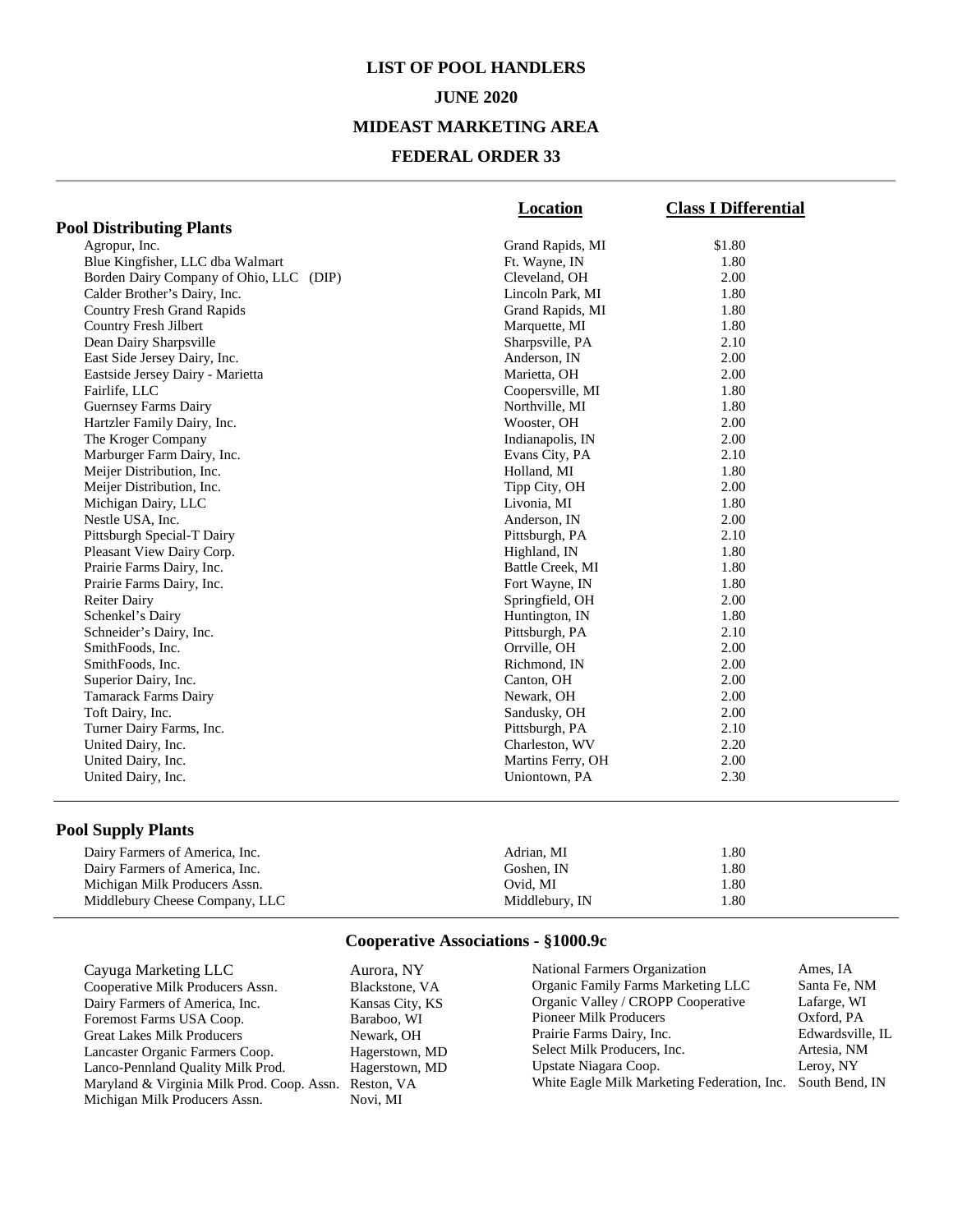# LIST OF POOL HANDLERS

## JUNE 2020

## MIDEAST MARKETING AREA

## FEDERAL ORDER 33

### Pool Distributing Plants

| | Location | Class I Differential |
|---|---|---|
| Agropur, Inc. | Grand Rapids, MI | $1.80 |
| Blue Kingfisher, LLC dba Walmart | Ft. Wayne, IN | 1.80 |
| Borden Dairy Company of Ohio, LLC (DIP) | Cleveland, OH | 2.00 |
| Calder Brother's Dairy, Inc. | Lincoln Park, MI | 1.80 |
| Country Fresh Grand Rapids | Grand Rapids, MI | 1.80 |
| Country Fresh Jilbert | Marquette, MI | 1.80 |
| Dean Dairy Sharpsville | Sharpsville, PA | 2.10 |
| East Side Jersey Dairy, Inc. | Anderson, IN | 2.00 |
| Eastside Jersey Dairy - Marietta | Marietta, OH | 2.00 |
| Fairlife, LLC | Coopersville, MI | 1.80 |
| Guernsey Farms Dairy | Northville, MI | 1.80 |
| Hartzler Family Dairy, Inc. | Wooster, OH | 2.00 |
| The Kroger Company | Indianapolis, IN | 2.00 |
| Marburger Farm Dairy, Inc. | Evans City, PA | 2.10 |
| Meijer Distribution, Inc. | Holland, MI | 1.80 |
| Meijer Distribution, Inc. | Tipp City, OH | 2.00 |
| Michigan Dairy, LLC | Livonia, MI | 1.80 |
| Nestle USA, Inc. | Anderson, IN | 2.00 |
| Pittsburgh Special-T Dairy | Pittsburgh, PA | 2.10 |
| Pleasant View Dairy Corp. | Highland, IN | 1.80 |
| Prairie Farms Dairy, Inc. | Battle Creek, MI | 1.80 |
| Prairie Farms Dairy, Inc. | Fort Wayne, IN | 1.80 |
| Reiter Dairy | Springfield, OH | 2.00 |
| Schenkel's Dairy | Huntington, IN | 1.80 |
| Schneider's Dairy, Inc. | Pittsburgh, PA | 2.10 |
| SmithFoods, Inc. | Orrville, OH | 2.00 |
| SmithFoods, Inc. | Richmond, IN | 2.00 |
| Superior Dairy, Inc. | Canton, OH | 2.00 |
| Tamarack Farms Dairy | Newark, OH | 2.00 |
| Toft Dairy, Inc. | Sandusky, OH | 2.00 |
| Turner Dairy Farms, Inc. | Pittsburgh, PA | 2.10 |
| United Dairy, Inc. | Charleston, WV | 2.20 |
| United Dairy, Inc. | Martins Ferry, OH | 2.00 |
| United Dairy, Inc. | Uniontown, PA | 2.30 |

### Pool Supply Plants

| | Location | Class I Differential |
|---|---|---|
| Dairy Farmers of America, Inc. | Adrian, MI | 1.80 |
| Dairy Farmers of America, Inc. | Goshen, IN | 1.80 |
| Michigan Milk Producers Assn. | Ovid, MI | 1.80 |
| Middlebury Cheese Company, LLC | Middlebury, IN | 1.80 |

### Cooperative Associations - §1000.9c

| Cooperative | Location |
|---|---|
| Cayuga Marketing LLC | Aurora, NY |
| Cooperative Milk Producers Assn. | Blackstone, VA |
| Dairy Farmers of America, Inc. | Kansas City, KS |
| Foremost Farms USA Coop. | Baraboo, WI |
| Great Lakes Milk Producers | Newark, OH |
| Lancaster Organic Farmers Coop. | Hagerstown, MD |
| Lanco-Pennland Quality Milk Prod. | Hagerstown, MD |
| Maryland & Virginia Milk Prod. Coop. Assn. | Reston, VA |
| Michigan Milk Producers Assn. | Novi, MI |
| National Farmers Organization | Ames, IA |
| Organic Family Farms Marketing LLC | Santa Fe, NM |
| Organic Valley / CROPP Cooperative | Lafarge, WI |
| Pioneer Milk Producers | Oxford, PA |
| Prairie Farms Dairy, Inc. | Edwardsville, IL |
| Select Milk Producers, Inc. | Artesia, NM |
| Upstate Niagara Coop. | Leroy, NY |
| White Eagle Milk Marketing Federation, Inc. | South Bend, IN |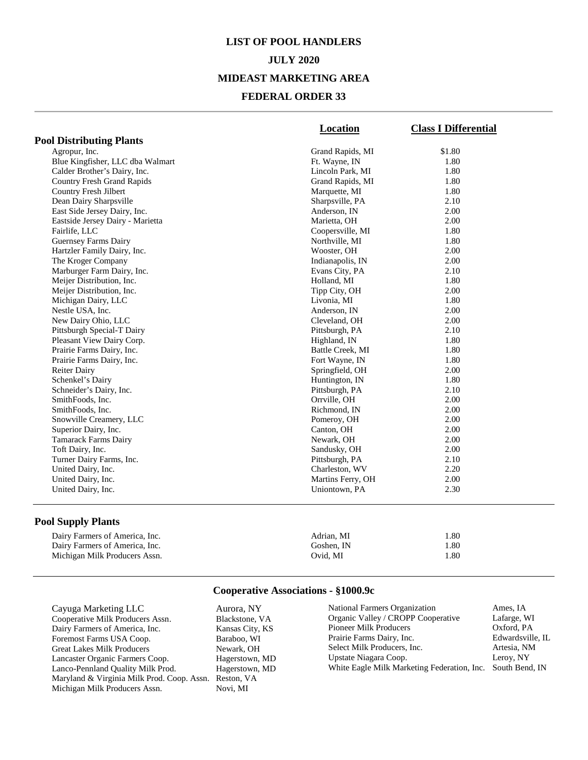# LIST OF POOL HANDLERS

## JULY 2020

## MIDEAST MARKETING AREA

## FEDERAL ORDER 33

| | Location | Class I Differential |
|---|---|---|
| **Pool Distributing Plants** | | |
| Agropur, Inc. | Grand Rapids, MI | $1.80 |
| Blue Kingfisher, LLC dba Walmart | Ft. Wayne, IN | 1.80 |
| Calder Brother's Dairy, Inc. | Lincoln Park, MI | 1.80 |
| Country Fresh Grand Rapids | Grand Rapids, MI | 1.80 |
| Country Fresh Jilbert | Marquette, MI | 1.80 |
| Dean Dairy Sharpsville | Sharpsville, PA | 2.10 |
| East Side Jersey Dairy, Inc. | Anderson, IN | 2.00 |
| Eastside Jersey Dairy - Marietta | Marietta, OH | 2.00 |
| Fairlife, LLC | Coopersville, MI | 1.80 |
| Guernsey Farms Dairy | Northville, MI | 1.80 |
| Hartzler Family Dairy, Inc. | Wooster, OH | 2.00 |
| The Kroger Company | Indianapolis, IN | 2.00 |
| Marburger Farm Dairy, Inc. | Evans City, PA | 2.10 |
| Meijer Distribution, Inc. | Holland, MI | 1.80 |
| Meijer Distribution, Inc. | Tipp City, OH | 2.00 |
| Michigan Dairy, LLC | Livonia, MI | 1.80 |
| Nestle USA, Inc. | Anderson, IN | 2.00 |
| New Dairy Ohio, LLC | Cleveland, OH | 2.00 |
| Pittsburgh Special-T Dairy | Pittsburgh, PA | 2.10 |
| Pleasant View Dairy Corp. | Highland, IN | 1.80 |
| Prairie Farms Dairy, Inc. | Battle Creek, MI | 1.80 |
| Prairie Farms Dairy, Inc. | Fort Wayne, IN | 1.80 |
| Reiter Dairy | Springfield, OH | 2.00 |
| Schenkel's Dairy | Huntington, IN | 1.80 |
| Schneider's Dairy, Inc. | Pittsburgh, PA | 2.10 |
| SmithFoods, Inc. | Orrville, OH | 2.00 |
| SmithFoods, Inc. | Richmond, IN | 2.00 |
| Snowville Creamery, LLC | Pomeroy, OH | 2.00 |
| Superior Dairy, Inc. | Canton, OH | 2.00 |
| Tamarack Farms Dairy | Newark, OH | 2.00 |
| Toft Dairy, Inc. | Sandusky, OH | 2.00 |
| Turner Dairy Farms, Inc. | Pittsburgh, PA | 2.10 |
| United Dairy, Inc. | Charleston, WV | 2.20 |
| United Dairy, Inc. | Martins Ferry, OH | 2.00 |
| United Dairy, Inc. | Uniontown, PA | 2.30 |
| **Pool Supply Plants** | | |
| Dairy Farmers of America, Inc. | Adrian, MI | 1.80 |
| Dairy Farmers of America, Inc. | Goshen, IN | 1.80 |
| Michigan Milk Producers Assn. | Ovid, MI | 1.80 |

### Cooperative Associations - §1000.9c

| Cooperative | Location |
|---|---|
| Cayuga Marketing LLC | Aurora, NY |
| Cooperative Milk Producers Assn. | Blackstone, VA |
| Dairy Farmers of America, Inc. | Kansas City, KS |
| Foremost Farms USA Coop. | Baraboo, WI |
| Great Lakes Milk Producers | Newark, OH |
| Lancaster Organic Farmers Coop. | Hagerstown, MD |
| Lanco-Pennland Quality Milk Prod. | Hagerstown, MD |
| Maryland & Virginia Milk Prod. Coop. Assn. | Reston, VA |
| Michigan Milk Producers Assn. | Novi, MI |
| National Farmers Organization | Ames, IA |
| Organic Valley / CROPP Cooperative | Lafarge, WI |
| Pioneer Milk Producers | Oxford, PA |
| Prairie Farms Dairy, Inc. | Edwardsville, IL |
| Select Milk Producers, Inc. | Artesia, NM |
| Upstate Niagara Coop. | Leroy, NY |
| White Eagle Milk Marketing Federation, Inc. | South Bend, IN |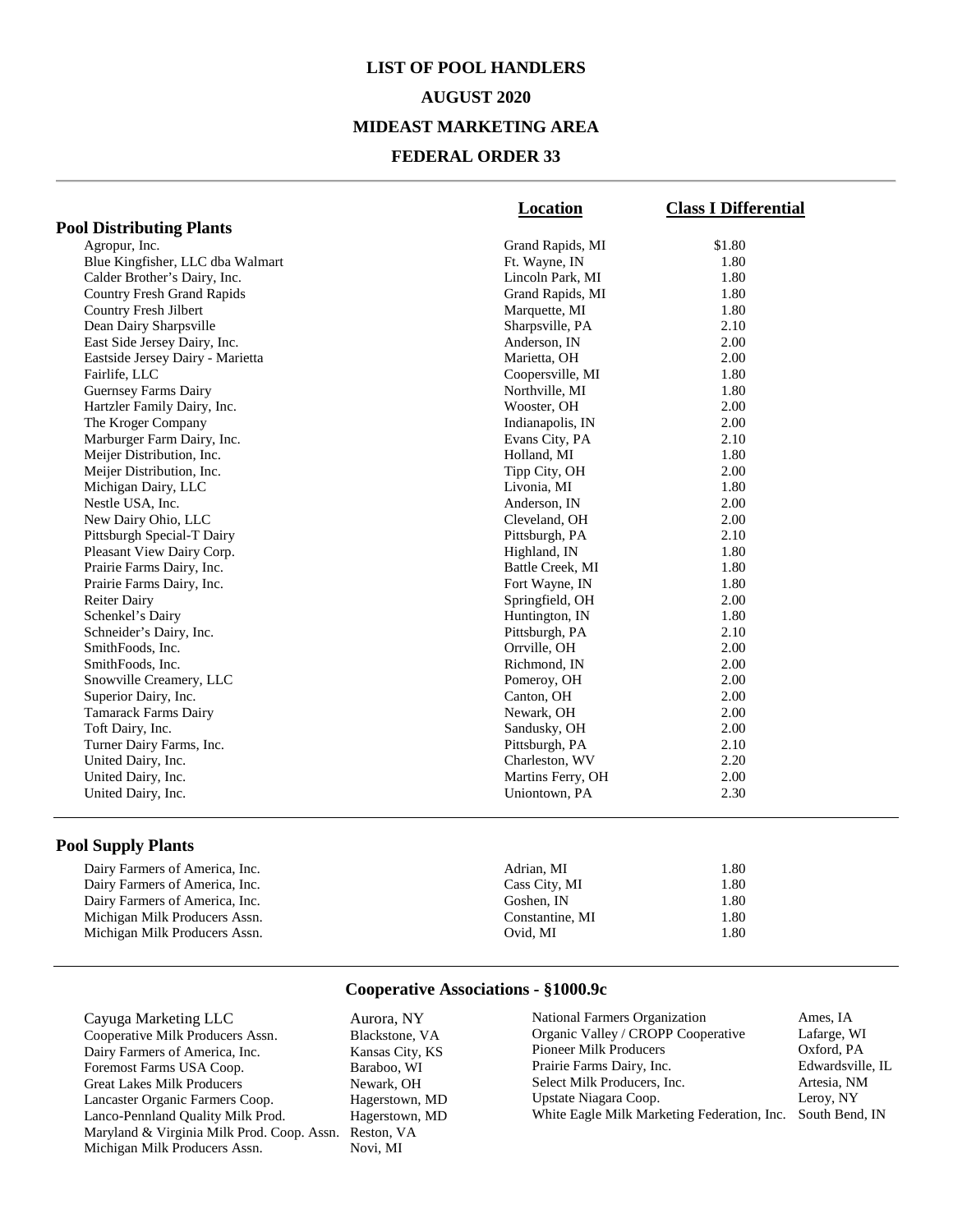# LIST OF POOL HANDLERS

## AUGUST 2020

## MIDEAST MARKETING AREA

## FEDERAL ORDER 33

| | Location | Class I Differential |
|---|---|---|
| **Pool Distributing Plants** | | |
| Agropur, Inc. | Grand Rapids, MI | $1.80 |
| Blue Kingfisher, LLC dba Walmart | Ft. Wayne, IN | 1.80 |
| Calder Brother's Dairy, Inc. | Lincoln Park, MI | 1.80 |
| Country Fresh Grand Rapids | Grand Rapids, MI | 1.80 |
| Country Fresh Jilbert | Marquette, MI | 1.80 |
| Dean Dairy Sharpsville | Sharpsville, PA | 2.10 |
| East Side Jersey Dairy, Inc. | Anderson, IN | 2.00 |
| Eastside Jersey Dairy - Marietta | Marietta, OH | 2.00 |
| Fairlife, LLC | Coopersville, MI | 1.80 |
| Guernsey Farms Dairy | Northville, MI | 1.80 |
| Hartzler Family Dairy, Inc. | Wooster, OH | 2.00 |
| The Kroger Company | Indianapolis, IN | 2.00 |
| Marburger Farm Dairy, Inc. | Evans City, PA | 2.10 |
| Meijer Distribution, Inc. | Holland, MI | 1.80 |
| Meijer Distribution, Inc. | Tipp City, OH | 2.00 |
| Michigan Dairy, LLC | Livonia, MI | 1.80 |
| Nestle USA, Inc. | Anderson, IN | 2.00 |
| New Dairy Ohio, LLC | Cleveland, OH | 2.00 |
| Pittsburgh Special-T Dairy | Pittsburgh, PA | 2.10 |
| Pleasant View Dairy Corp. | Highland, IN | 1.80 |
| Prairie Farms Dairy, Inc. | Battle Creek, MI | 1.80 |
| Prairie Farms Dairy, Inc. | Fort Wayne, IN | 1.80 |
| Reiter Dairy | Springfield, OH | 2.00 |
| Schenkel's Dairy | Huntington, IN | 1.80 |
| Schneider's Dairy, Inc. | Pittsburgh, PA | 2.10 |
| SmithFoods, Inc. | Orrville, OH | 2.00 |
| SmithFoods, Inc. | Richmond, IN | 2.00 |
| Snowville Creamery, LLC | Pomeroy, OH | 2.00 |
| Superior Dairy, Inc. | Canton, OH | 2.00 |
| Tamarack Farms Dairy | Newark, OH | 2.00 |
| Toft Dairy, Inc. | Sandusky, OH | 2.00 |
| Turner Dairy Farms, Inc. | Pittsburgh, PA | 2.10 |
| United Dairy, Inc. | Charleston, WV | 2.20 |
| United Dairy, Inc. | Martins Ferry, OH | 2.00 |
| United Dairy, Inc. | Uniontown, PA | 2.30 |
| **Pool Supply Plants** | | |
| Dairy Farmers of America, Inc. | Adrian, MI | 1.80 |
| Dairy Farmers of America, Inc. | Cass City, MI | 1.80 |
| Dairy Farmers of America, Inc. | Goshen, IN | 1.80 |
| Michigan Milk Producers Assn. | Constantine, MI | 1.80 |
| Michigan Milk Producers Assn. | Ovid, MI | 1.80 |

### Cooperative Associations - §1000.9c

| Cooperative | Location |
|---|---|
| Cayuga Marketing LLC | Aurora, NY |
| Cooperative Milk Producers Assn. | Blackstone, VA |
| Dairy Farmers of America, Inc. | Kansas City, KS |
| Foremost Farms USA Coop. | Baraboo, WI |
| Great Lakes Milk Producers | Newark, OH |
| Lancaster Organic Farmers Coop. | Hagerstown, MD |
| Lanco-Pennland Quality Milk Prod. | Hagerstown, MD |
| Maryland & Virginia Milk Prod. Coop. Assn. | Reston, VA |
| Michigan Milk Producers Assn. | Novi, MI |
| National Farmers Organization | Ames, IA |
| Organic Valley / CROPP Cooperative | Lafarge, WI |
| Pioneer Milk Producers | Oxford, PA |
| Prairie Farms Dairy, Inc. | Edwardsville, IL |
| Select Milk Producers, Inc. | Artesia, NM |
| Upstate Niagara Coop. | Leroy, NY |
| White Eagle Milk Marketing Federation, Inc. | South Bend, IN |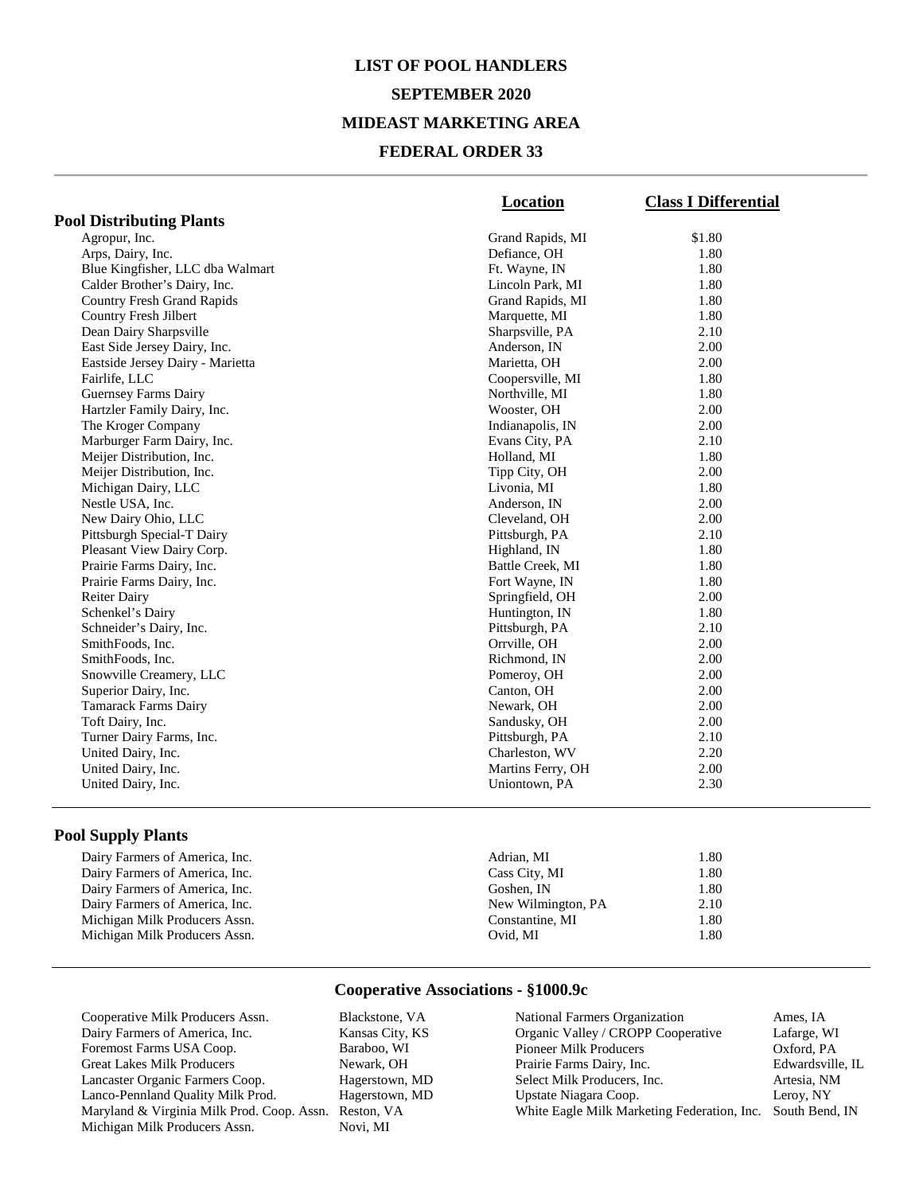# LIST OF POOL HANDLERS

## SEPTEMBER 2020

## MIDEAST MARKETING AREA

## FEDERAL ORDER 33

| | Location | Class I Differential |
|---|---|---|
| **Pool Distributing Plants** | | |
| Agropur, Inc. | Grand Rapids, MI | $1.80 |
| Arps, Dairy, Inc. | Defiance, OH | 1.80 |
| Blue Kingfisher, LLC dba Walmart | Ft. Wayne, IN | 1.80 |
| Calder Brother's Dairy, Inc. | Lincoln Park, MI | 1.80 |
| Country Fresh Grand Rapids | Grand Rapids, MI | 1.80 |
| Country Fresh Jilbert | Marquette, MI | 1.80 |
| Dean Dairy Sharpsville | Sharpsville, PA | 2.10 |
| East Side Jersey Dairy, Inc. | Anderson, IN | 2.00 |
| Eastside Jersey Dairy - Marietta | Marietta, OH | 2.00 |
| Fairlife, LLC | Coopersville, MI | 1.80 |
| Guernsey Farms Dairy | Northville, MI | 1.80 |
| Hartzler Family Dairy, Inc. | Wooster, OH | 2.00 |
| The Kroger Company | Indianapolis, IN | 2.00 |
| Marburger Farm Dairy, Inc. | Evans City, PA | 2.10 |
| Meijer Distribution, Inc. | Holland, MI | 1.80 |
| Meijer Distribution, Inc. | Tipp City, OH | 2.00 |
| Michigan Dairy, LLC | Livonia, MI | 1.80 |
| Nestle USA, Inc. | Anderson, IN | 2.00 |
| New Dairy Ohio, LLC | Cleveland, OH | 2.00 |
| Pittsburgh Special-T Dairy | Pittsburgh, PA | 2.10 |
| Pleasant View Dairy Corp. | Highland, IN | 1.80 |
| Prairie Farms Dairy, Inc. | Battle Creek, MI | 1.80 |
| Prairie Farms Dairy, Inc. | Fort Wayne, IN | 1.80 |
| Reiter Dairy | Springfield, OH | 2.00 |
| Schenkel's Dairy | Huntington, IN | 1.80 |
| Schneider's Dairy, Inc. | Pittsburgh, PA | 2.10 |
| SmithFoods, Inc. | Orrville, OH | 2.00 |
| SmithFoods, Inc. | Richmond, IN | 2.00 |
| Snowville Creamery, LLC | Pomeroy, OH | 2.00 |
| Superior Dairy, Inc. | Canton, OH | 2.00 |
| Tamarack Farms Dairy | Newark, OH | 2.00 |
| Toft Dairy, Inc. | Sandusky, OH | 2.00 |
| Turner Dairy Farms, Inc. | Pittsburgh, PA | 2.10 |
| United Dairy, Inc. | Charleston, WV | 2.20 |
| United Dairy, Inc. | Martins Ferry, OH | 2.00 |
| United Dairy, Inc. | Uniontown, PA | 2.30 |
| **Pool Supply Plants** | | |
| Dairy Farmers of America, Inc. | Adrian, MI | 1.80 |
| Dairy Farmers of America, Inc. | Cass City, MI | 1.80 |
| Dairy Farmers of America, Inc. | Goshen, IN | 1.80 |
| Dairy Farmers of America, Inc. | New Wilmington, PA | 2.10 |
| Michigan Milk Producers Assn. | Constantine, MI | 1.80 |
| Michigan Milk Producers Assn. | Ovid, MI | 1.80 |

### Cooperative Associations - §1000.9c

| Cooperative | Location |
|---|---|
| Cooperative Milk Producers Assn. | Blackstone, VA |
| Dairy Farmers of America, Inc. | Kansas City, KS |
| Foremost Farms USA Coop. | Baraboo, WI |
| Great Lakes Milk Producers | Newark, OH |
| Lancaster Organic Farmers Coop. | Hagerstown, MD |
| Lanco-Pennland Quality Milk Prod. | Hagerstown, MD |
| Maryland & Virginia Milk Prod. Coop. Assn. | Reston, VA |
| Michigan Milk Producers Assn. | Novi, MI |
| National Farmers Organization | Ames, IA |
| Organic Valley / CROPP Cooperative | Lafarge, WI |
| Pioneer Milk Producers | Oxford, PA |
| Prairie Farms Dairy, Inc. | Edwardsville, IL |
| Select Milk Producers, Inc. | Artesia, NM |
| Upstate Niagara Coop. | Leroy, NY |
| White Eagle Milk Marketing Federation, Inc. | South Bend, IN |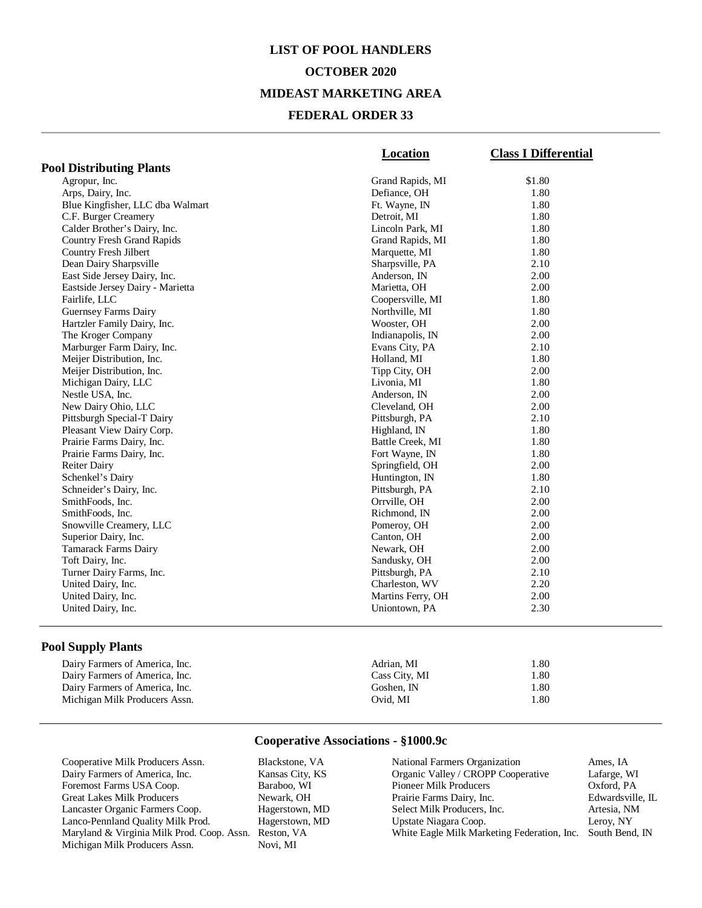# LIST OF POOL HANDLERS

## OCTOBER 2020

## MIDEAST MARKETING AREA

## FEDERAL ORDER 33

| | Location | Class I Differential |
|---|---|---|
| **Pool Distributing Plants** | | |
| Agropur, Inc. | Grand Rapids, MI | $1.80 |
| Arps, Dairy, Inc. | Defiance, OH | 1.80 |
| Blue Kingfisher, LLC dba Walmart | Ft. Wayne, IN | 1.80 |
| C.F. Burger Creamery | Detroit, MI | 1.80 |
| Calder Brother's Dairy, Inc. | Lincoln Park, MI | 1.80 |
| Country Fresh Grand Rapids | Grand Rapids, MI | 1.80 |
| Country Fresh Jilbert | Marquette, MI | 1.80 |
| Dean Dairy Sharpsville | Sharpsville, PA | 2.10 |
| East Side Jersey Dairy, Inc. | Anderson, IN | 2.00 |
| Eastside Jersey Dairy - Marietta | Marietta, OH | 2.00 |
| Fairlife, LLC | Coopersville, MI | 1.80 |
| Guernsey Farms Dairy | Northville, MI | 1.80 |
| Hartzler Family Dairy, Inc. | Wooster, OH | 2.00 |
| The Kroger Company | Indianapolis, IN | 2.00 |
| Marburger Farm Dairy, Inc. | Evans City, PA | 2.10 |
| Meijer Distribution, Inc. | Holland, MI | 1.80 |
| Meijer Distribution, Inc. | Tipp City, OH | 2.00 |
| Michigan Dairy, LLC | Livonia, MI | 1.80 |
| Nestle USA, Inc. | Anderson, IN | 2.00 |
| New Dairy Ohio, LLC | Cleveland, OH | 2.00 |
| Pittsburgh Special-T Dairy | Pittsburgh, PA | 2.10 |
| Pleasant View Dairy Corp. | Highland, IN | 1.80 |
| Prairie Farms Dairy, Inc. | Battle Creek, MI | 1.80 |
| Prairie Farms Dairy, Inc. | Fort Wayne, IN | 1.80 |
| Reiter Dairy | Springfield, OH | 2.00 |
| Schenkel's Dairy | Huntington, IN | 1.80 |
| Schneider's Dairy, Inc. | Pittsburgh, PA | 2.10 |
| SmithFoods, Inc. | Orrville, OH | 2.00 |
| SmithFoods, Inc. | Richmond, IN | 2.00 |
| Snowville Creamery, LLC | Pomeroy, OH | 2.00 |
| Superior Dairy, Inc. | Canton, OH | 2.00 |
| Tamarack Farms Dairy | Newark, OH | 2.00 |
| Toft Dairy, Inc. | Sandusky, OH | 2.00 |
| Turner Dairy Farms, Inc. | Pittsburgh, PA | 2.10 |
| United Dairy, Inc. | Charleston, WV | 2.20 |
| United Dairy, Inc. | Martins Ferry, OH | 2.00 |
| United Dairy, Inc. | Uniontown, PA | 2.30 |
| **Pool Supply Plants** | | |
| Dairy Farmers of America, Inc. | Adrian, MI | 1.80 |
| Dairy Farmers of America, Inc. | Cass City, MI | 1.80 |
| Dairy Farmers of America, Inc. | Goshen, IN | 1.80 |
| Michigan Milk Producers Assn. | Ovid, MI | 1.80 |

### Cooperative Associations - §1000.9c

| Cooperative | Location |
|---|---|
| Cooperative Milk Producers Assn. | Blackstone, VA |
| Dairy Farmers of America, Inc. | Kansas City, KS |
| Foremost Farms USA Coop. | Baraboo, WI |
| Great Lakes Milk Producers | Newark, OH |
| Lancaster Organic Farmers Coop. | Hagerstown, MD |
| Lanco-Pennland Quality Milk Prod. | Hagerstown, MD |
| Maryland & Virginia Milk Prod. Coop. Assn. | Reston, VA |
| Michigan Milk Producers Assn. | Novi, MI |
| National Farmers Organization | Ames, IA |
| Organic Valley / CROPP Cooperative | Lafarge, WI |
| Pioneer Milk Producers | Oxford, PA |
| Prairie Farms Dairy, Inc. | Edwardsville, IL |
| Select Milk Producers, Inc. | Artesia, NM |
| Upstate Niagara Coop. | Leroy, NY |
| White Eagle Milk Marketing Federation, Inc. | South Bend, IN |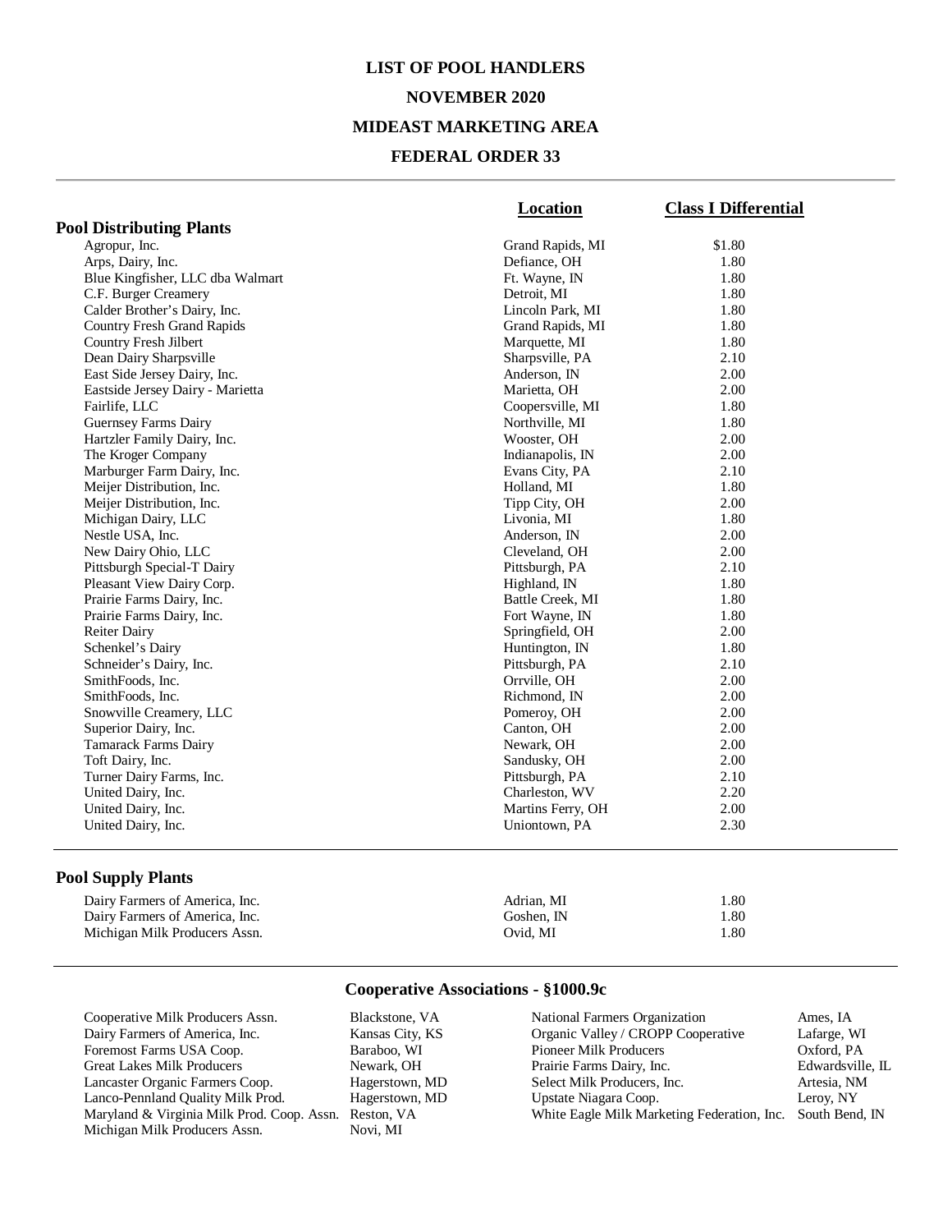# LIST OF POOL HANDLERS

## NOVEMBER 2020

## MIDEAST MARKETING AREA

## FEDERAL ORDER 33

### Pool Distributing Plants

| | Location | Class I Differential |
|---|---|---|
| Agropur, Inc. | Grand Rapids, MI | $1.80 |
| Arps, Dairy, Inc. | Defiance, OH | 1.80 |
| Blue Kingfisher, LLC dba Walmart | Ft. Wayne, IN | 1.80 |
| C.F. Burger Creamery | Detroit, MI | 1.80 |
| Calder Brother's Dairy, Inc. | Lincoln Park, MI | 1.80 |
| Country Fresh Grand Rapids | Grand Rapids, MI | 1.80 |
| Country Fresh Jilbert | Marquette, MI | 1.80 |
| Dean Dairy Sharpsville | Sharpsville, PA | 2.10 |
| East Side Jersey Dairy, Inc. | Anderson, IN | 2.00 |
| Eastside Jersey Dairy - Marietta | Marietta, OH | 2.00 |
| Fairlife, LLC | Coopersville, MI | 1.80 |
| Guernsey Farms Dairy | Northville, MI | 1.80 |
| Hartzler Family Dairy, Inc. | Wooster, OH | 2.00 |
| The Kroger Company | Indianapolis, IN | 2.00 |
| Marburger Farm Dairy, Inc. | Evans City, PA | 2.10 |
| Meijer Distribution, Inc. | Holland, MI | 1.80 |
| Meijer Distribution, Inc. | Tipp City, OH | 2.00 |
| Michigan Dairy, LLC | Livonia, MI | 1.80 |
| Nestle USA, Inc. | Anderson, IN | 2.00 |
| New Dairy Ohio, LLC | Cleveland, OH | 2.00 |
| Pittsburgh Special-T Dairy | Pittsburgh, PA | 2.10 |
| Pleasant View Dairy Corp. | Highland, IN | 1.80 |
| Prairie Farms Dairy, Inc. | Battle Creek, MI | 1.80 |
| Prairie Farms Dairy, Inc. | Fort Wayne, IN | 1.80 |
| Reiter Dairy | Springfield, OH | 2.00 |
| Schenkel's Dairy | Huntington, IN | 1.80 |
| Schneider's Dairy, Inc. | Pittsburgh, PA | 2.10 |
| SmithFoods, Inc. | Orrville, OH | 2.00 |
| SmithFoods, Inc. | Richmond, IN | 2.00 |
| Snowville Creamery, LLC | Pomeroy, OH | 2.00 |
| Superior Dairy, Inc. | Canton, OH | 2.00 |
| Tamarack Farms Dairy | Newark, OH | 2.00 |
| Toft Dairy, Inc. | Sandusky, OH | 2.00 |
| Turner Dairy Farms, Inc. | Pittsburgh, PA | 2.10 |
| United Dairy, Inc. | Charleston, WV | 2.20 |
| United Dairy, Inc. | Martins Ferry, OH | 2.00 |
| United Dairy, Inc. | Uniontown, PA | 2.30 |

### Pool Supply Plants

| | Location | Class I Differential |
|---|---|---|
| Dairy Farmers of America, Inc. | Adrian, MI | 1.80 |
| Dairy Farmers of America, Inc. | Goshen, IN | 1.80 |
| Michigan Milk Producers Assn. | Ovid, MI | 1.80 |

### Cooperative Associations - §1000.9c

| Cooperative | Location |
|---|---|
| Cooperative Milk Producers Assn. | Blackstone, VA |
| Dairy Farmers of America, Inc. | Kansas City, KS |
| Foremost Farms USA Coop. | Baraboo, WI |
| Great Lakes Milk Producers | Newark, OH |
| Lancaster Organic Farmers Coop. | Hagerstown, MD |
| Lanco-Pennland Quality Milk Prod. | Hagerstown, MD |
| Maryland & Virginia Milk Prod. Coop. Assn. | Reston, VA |
| Michigan Milk Producers Assn. | Novi, MI |
| National Farmers Organization | Ames, IA |
| Organic Valley / CROPP Cooperative | Lafarge, WI |
| Pioneer Milk Producers | Oxford, PA |
| Prairie Farms Dairy, Inc. | Edwardsville, IL |
| Select Milk Producers, Inc. | Artesia, NM |
| Upstate Niagara Coop. | Leroy, NY |
| White Eagle Milk Marketing Federation, Inc. | South Bend, IN |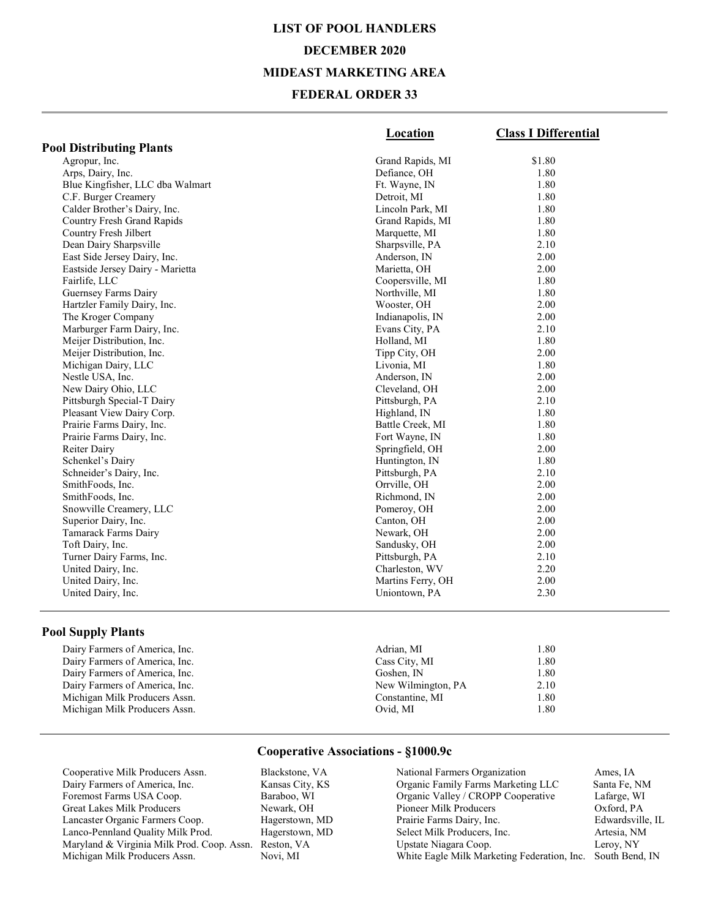# LIST OF POOL HANDLERS

# DECEMBER 2020

# MIDEAST MARKETING AREA

# FEDERAL ORDER 33

| | Location | Class I Differential |
|---|---|---|
| **Pool Distributing Plants** | | |
| Agropur, Inc. | Grand Rapids, MI | $1.80 |
| Arps, Dairy, Inc. | Defiance, OH | 1.80 |
| Blue Kingfisher, LLC dba Walmart | Ft. Wayne, IN | 1.80 |
| C.F. Burger Creamery | Detroit, MI | 1.80 |
| Calder Brother's Dairy, Inc. | Lincoln Park, MI | 1.80 |
| Country Fresh Grand Rapids | Grand Rapids, MI | 1.80 |
| Country Fresh Jilbert | Marquette, MI | 1.80 |
| Dean Dairy Sharpsville | Sharpsville, PA | 2.10 |
| East Side Jersey Dairy, Inc. | Anderson, IN | 2.00 |
| Eastside Jersey Dairy - Marietta | Marietta, OH | 2.00 |
| Fairlife, LLC | Coopersville, MI | 1.80 |
| Guernsey Farms Dairy | Northville, MI | 1.80 |
| Hartzler Family Dairy, Inc. | Wooster, OH | 2.00 |
| The Kroger Company | Indianapolis, IN | 2.00 |
| Marburger Farm Dairy, Inc. | Evans City, PA | 2.10 |
| Meijer Distribution, Inc. | Holland, MI | 1.80 |
| Meijer Distribution, Inc. | Tipp City, OH | 2.00 |
| Michigan Dairy, LLC | Livonia, MI | 1.80 |
| Nestle USA, Inc. | Anderson, IN | 2.00 |
| New Dairy Ohio, LLC | Cleveland, OH | 2.00 |
| Pittsburgh Special-T Dairy | Pittsburgh, PA | 2.10 |
| Pleasant View Dairy Corp. | Highland, IN | 1.80 |
| Prairie Farms Dairy, Inc. | Battle Creek, MI | 1.80 |
| Prairie Farms Dairy, Inc. | Fort Wayne, IN | 1.80 |
| Reiter Dairy | Springfield, OH | 2.00 |
| Schenkel's Dairy | Huntington, IN | 1.80 |
| Schneider's Dairy, Inc. | Pittsburgh, PA | 2.10 |
| SmithFoods, Inc. | Orrville, OH | 2.00 |
| SmithFoods, Inc. | Richmond, IN | 2.00 |
| Snowville Creamery, LLC | Pomeroy, OH | 2.00 |
| Superior Dairy, Inc. | Canton, OH | 2.00 |
| Tamarack Farms Dairy | Newark, OH | 2.00 |
| Toft Dairy, Inc. | Sandusky, OH | 2.00 |
| Turner Dairy Farms, Inc. | Pittsburgh, PA | 2.10 |
| United Dairy, Inc. | Charleston, WV | 2.20 |
| United Dairy, Inc. | Martins Ferry, OH | 2.00 |
| United Dairy, Inc. | Uniontown, PA | 2.30 |
| **Pool Supply Plants** | | |
| Dairy Farmers of America, Inc. | Adrian, MI | 1.80 |
| Dairy Farmers of America, Inc. | Cass City, MI | 1.80 |
| Dairy Farmers of America, Inc. | Goshen, IN | 1.80 |
| Dairy Farmers of America, Inc. | New Wilmington, PA | 2.10 |
| Michigan Milk Producers Assn. | Constantine, MI | 1.80 |
| Michigan Milk Producers Assn. | Ovid, MI | 1.80 |

## Cooperative Associations - §1000.9c

| | | | |
|---|---|---|---|
| Cooperative Milk Producers Assn. | Blackstone, VA | National Farmers Organization | Ames, IA |
| Dairy Farmers of America, Inc. | Kansas City, KS | Organic Family Farms Marketing LLC | Santa Fe, NM |
| Foremost Farms USA Coop. | Baraboo, WI | Organic Valley / CROPP Cooperative | Lafarge, WI |
| Great Lakes Milk Producers | Newark, OH | Pioneer Milk Producers | Oxford, PA |
| Lancaster Organic Farmers Coop. | Hagerstown, MD | Prairie Farms Dairy, Inc. | Edwardsville, IL |
| Lanco-Pennland Quality Milk Prod. | Hagerstown, MD | Select Milk Producers, Inc. | Artesia, NM |
| Maryland & Virginia Milk Prod. Coop. Assn. | Reston, VA | Upstate Niagara Coop. | Leroy, NY |
| Michigan Milk Producers Assn. | Novi, MI | White Eagle Milk Marketing Federation, Inc. | South Bend, IN |